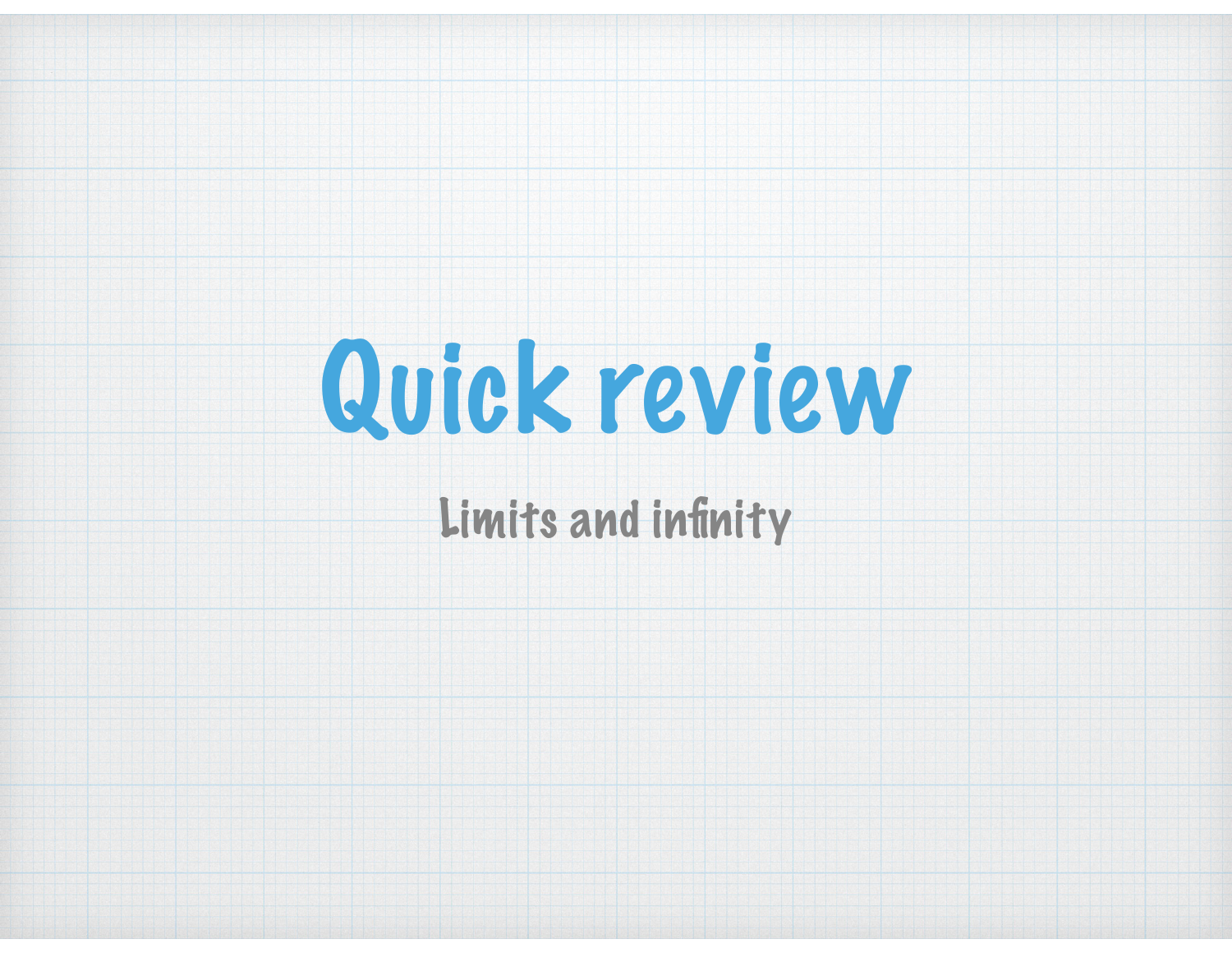# Quick review

Limits and infinity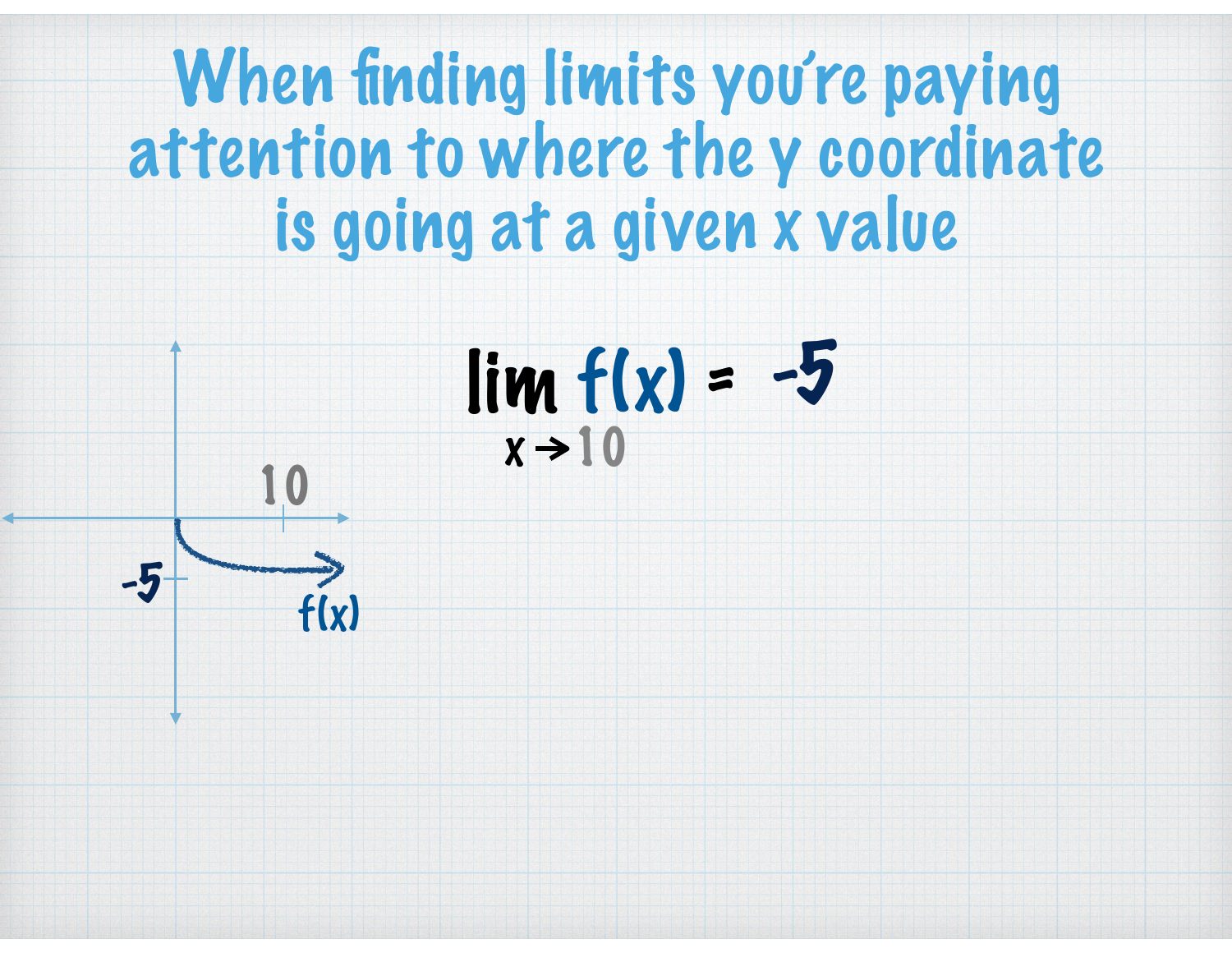# When finding limits you're paying attention to where the y coordinate is going at a given x value

$$\lim_{x \to 10} f(x) = -5$$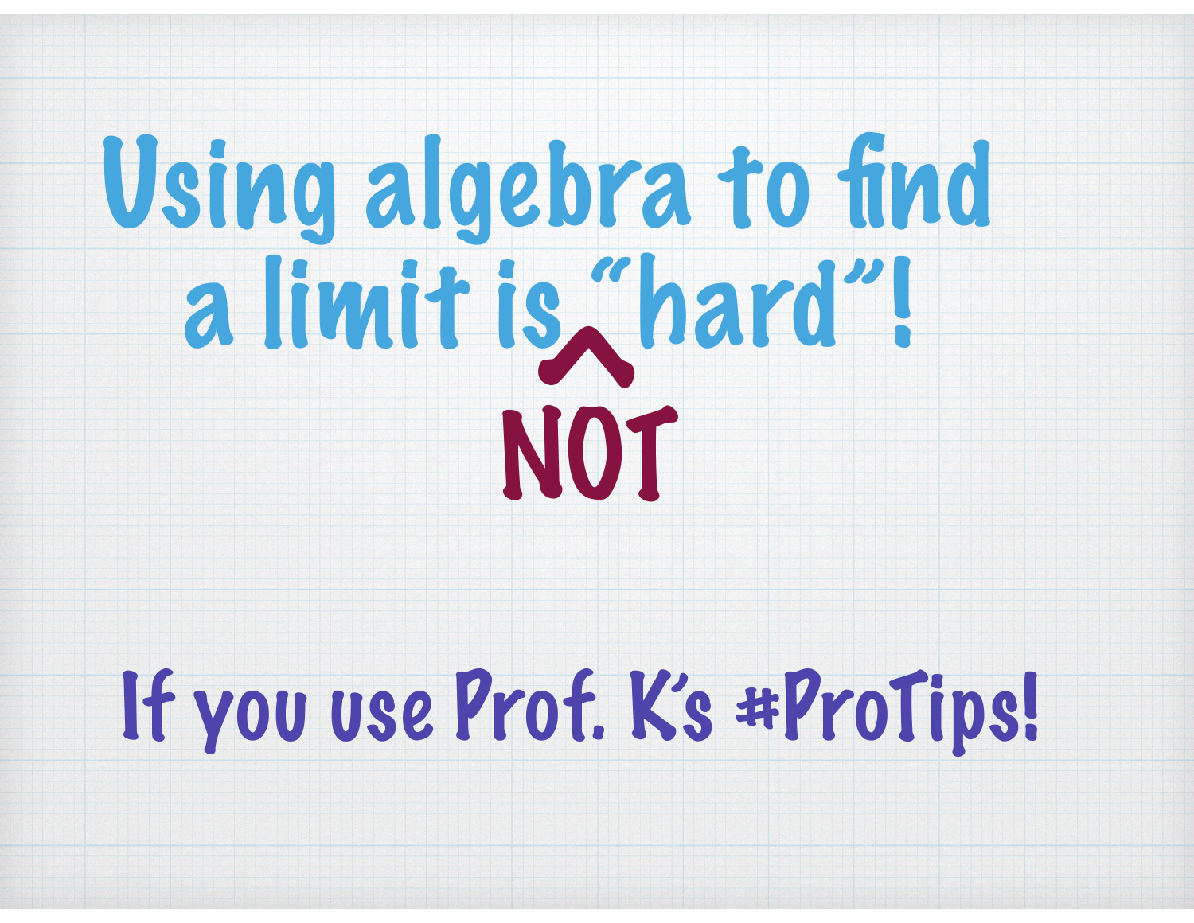# Using algebra to find a limit is NOT "hard"!

If you use Prof. K's #ProTips!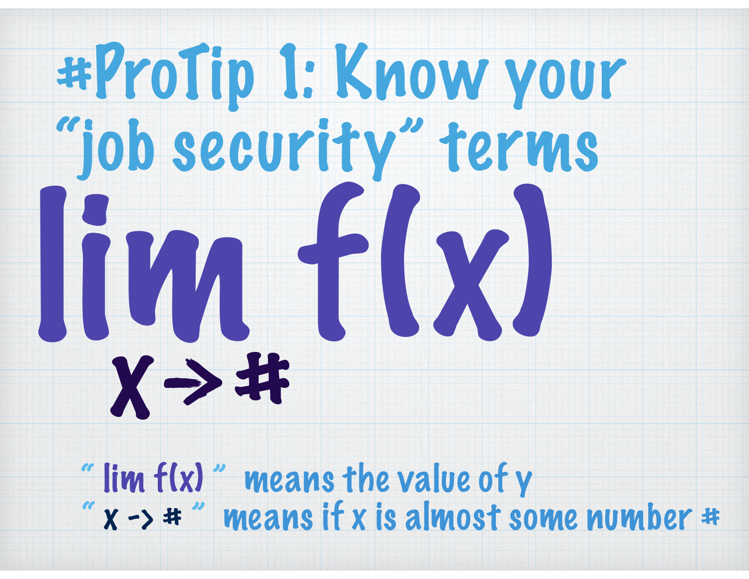# #ProTip 1: Know your "job security" terms

$$\lim_{x \to \#} f(x)$$

" lim f(x) " means the value of y

" x -> # " means if x is almost some number #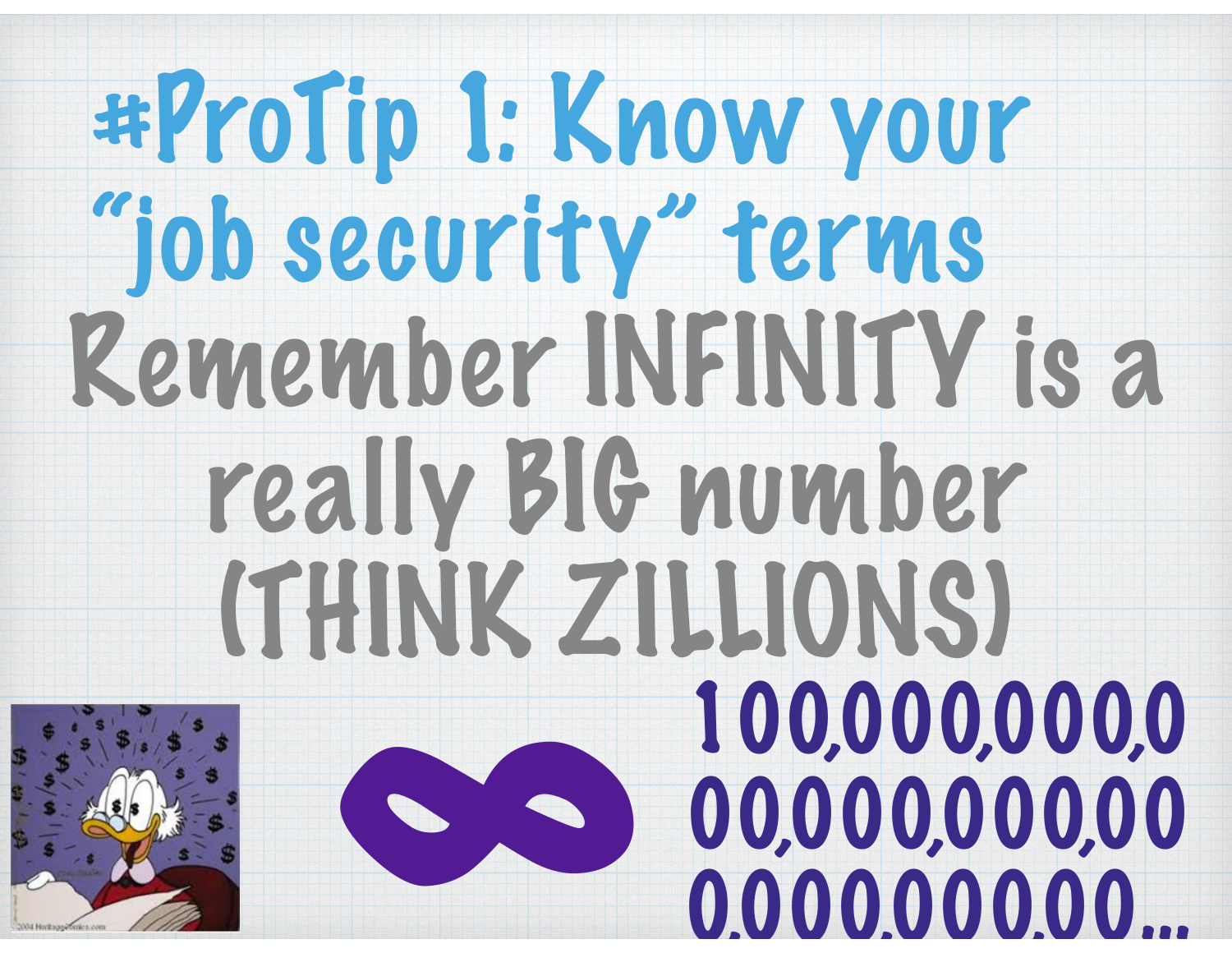# #ProTip 1: Know your "job security" terms

Remember INFINITY is a really BIG number (THINK ZILLIONS)

∞

100,000,000,000,000,000,000,000,000,000,000...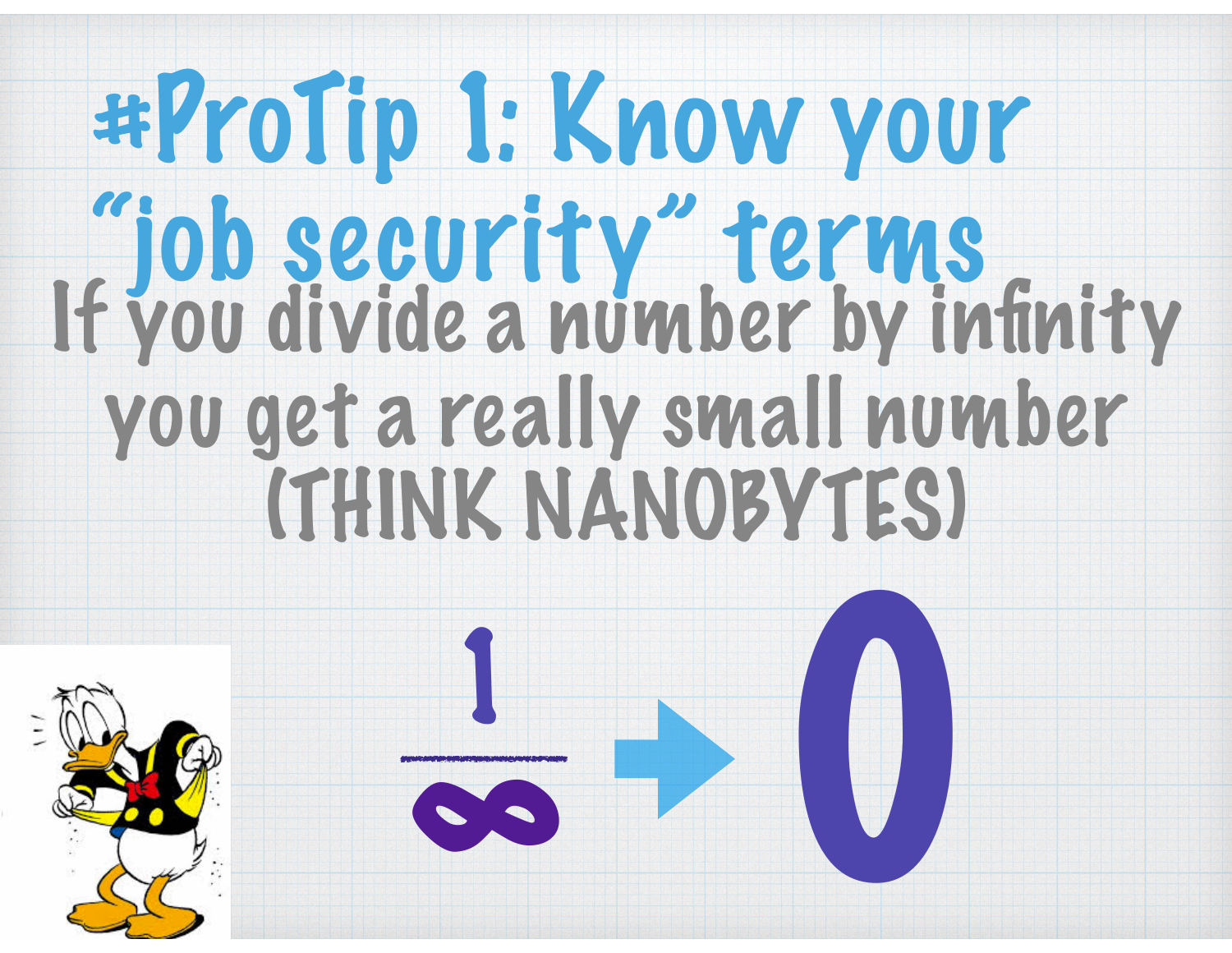# #ProTip 1: Know your "job security" terms

If you divide a number by infinity you get a really small number (THINK NANOBYTES)

$$\frac{1}{\infty} \rightarrow 0$$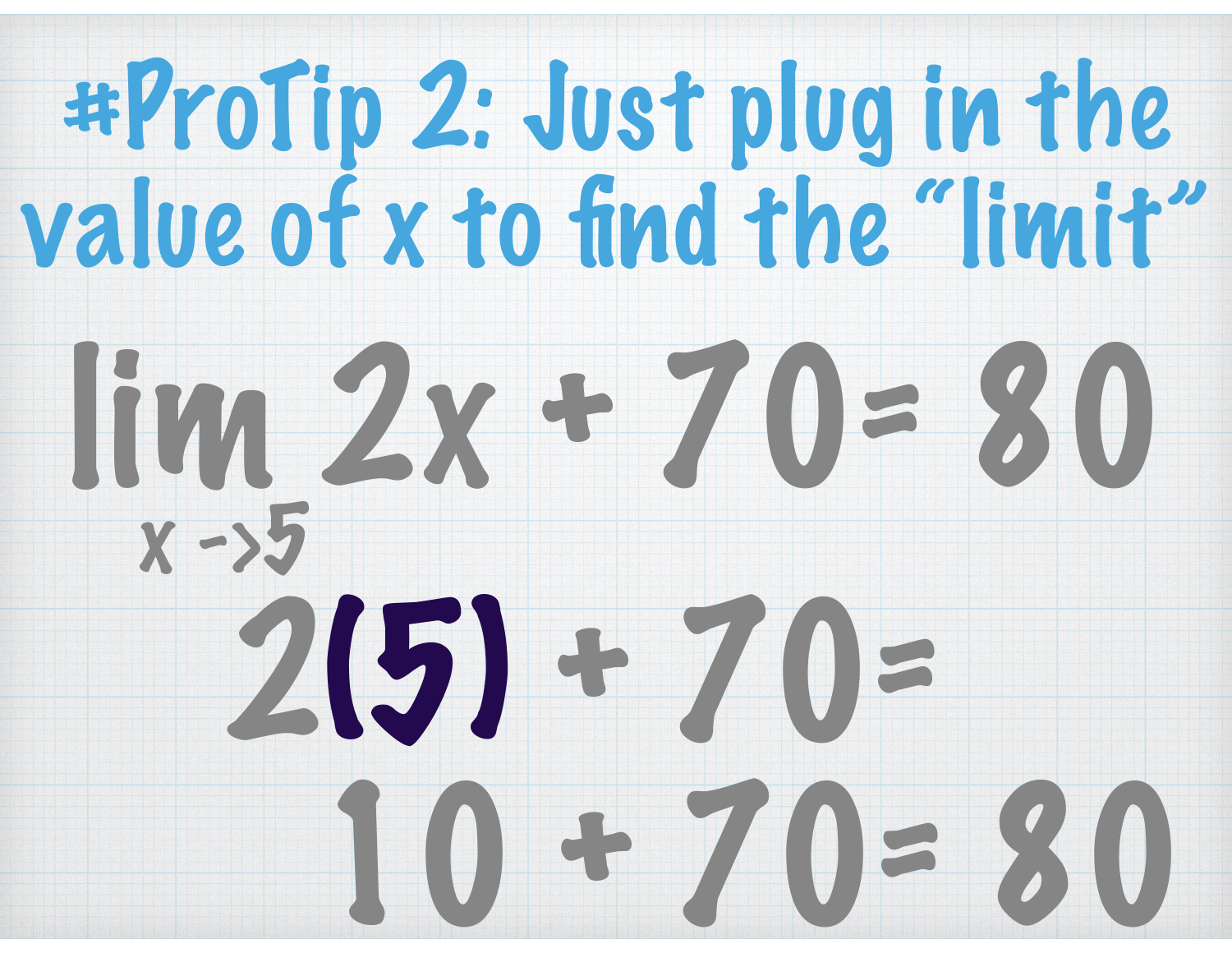# #ProTip 2: Just plug in the value of x to find the "limit"

$$\lim_{x \to 5} 2x + 70 = 80$$

$$2(5) + 70 =$$

$$10 + 70 = 80$$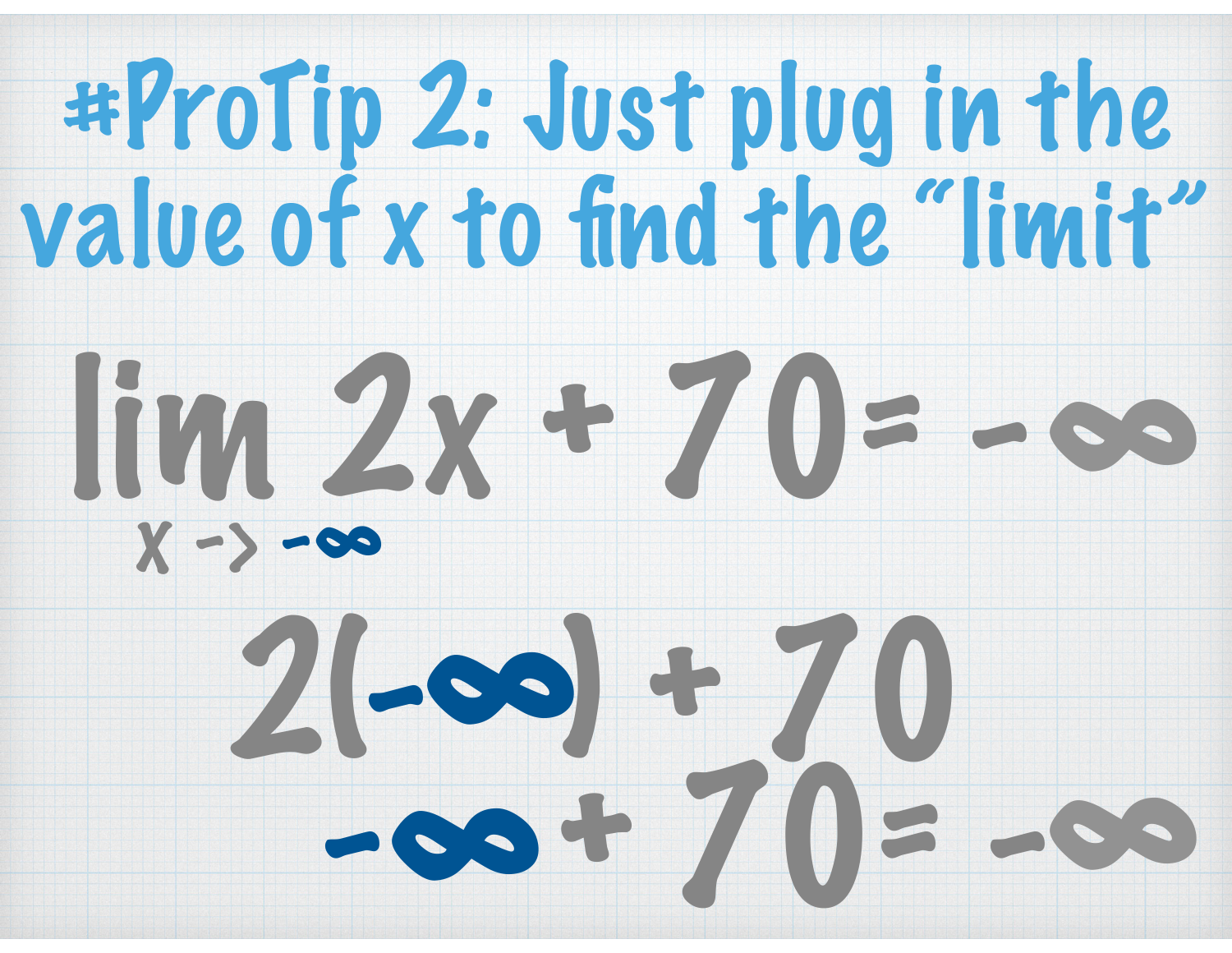# #ProTip 2: Just plug in the value of x to find the "limit"

$$\lim_{x \to -\infty} 2x + 70 = -\infty$$

$$2(-\infty) + 70$$

$$-\infty + 70 = -\infty$$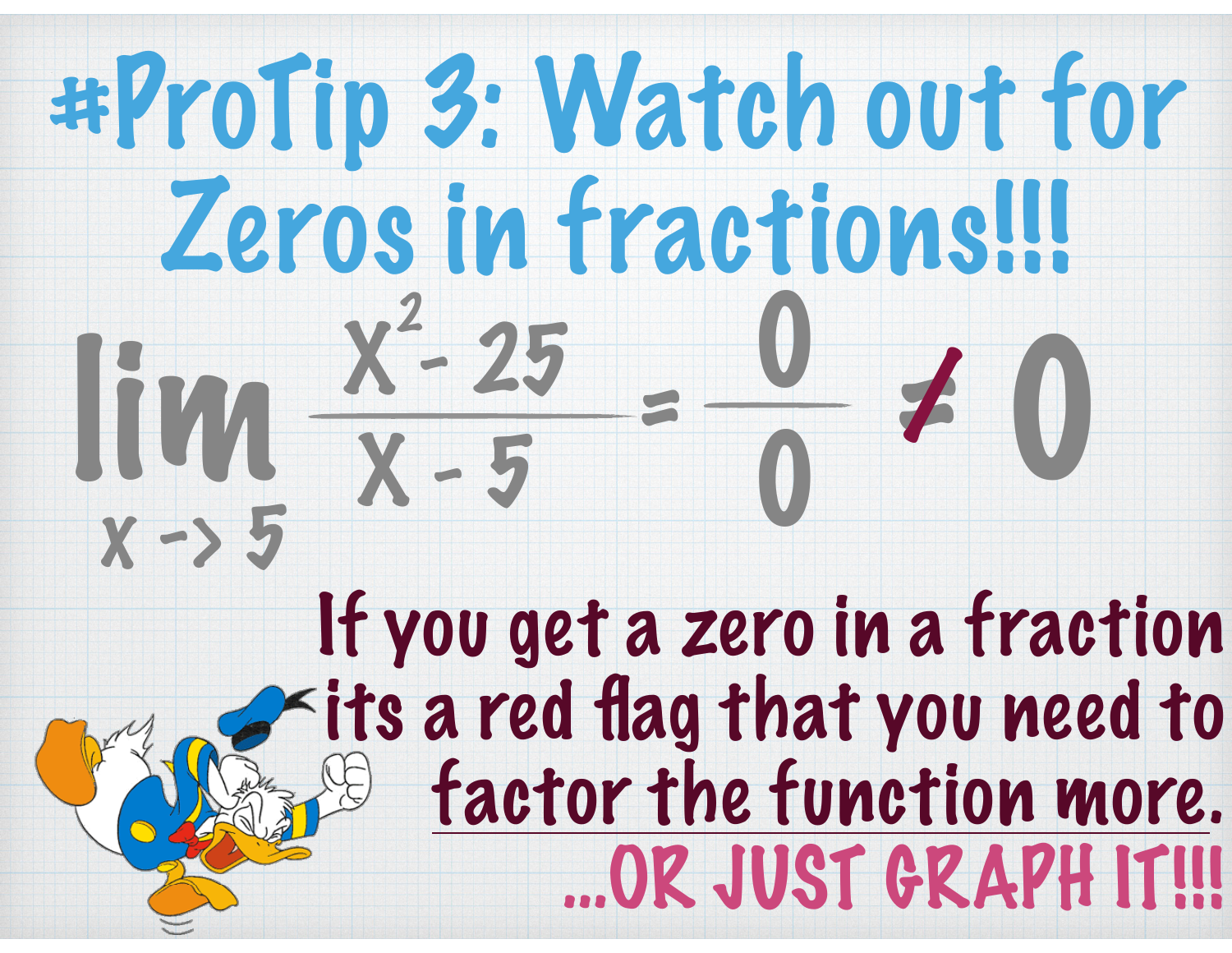# #ProTip 3: Watch out for Zeros in fractions!!!

$$\lim_{x \to 5} \frac{x^2 - 25}{x - 5} = \frac{0}{0} \neq 0$$

If you get a zero in a fraction its a red flag that you need to <u>factor the function more.</u>

...OR JUST GRAPH IT!!!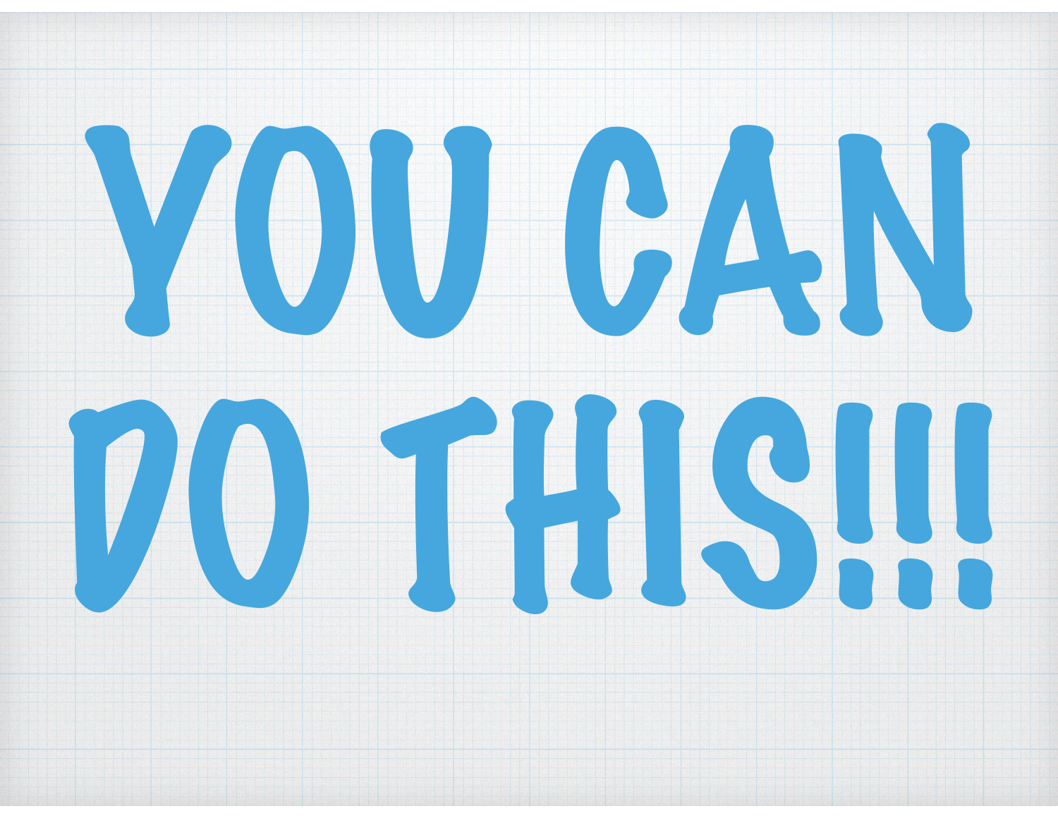# YOU CAN DO THIS!!!